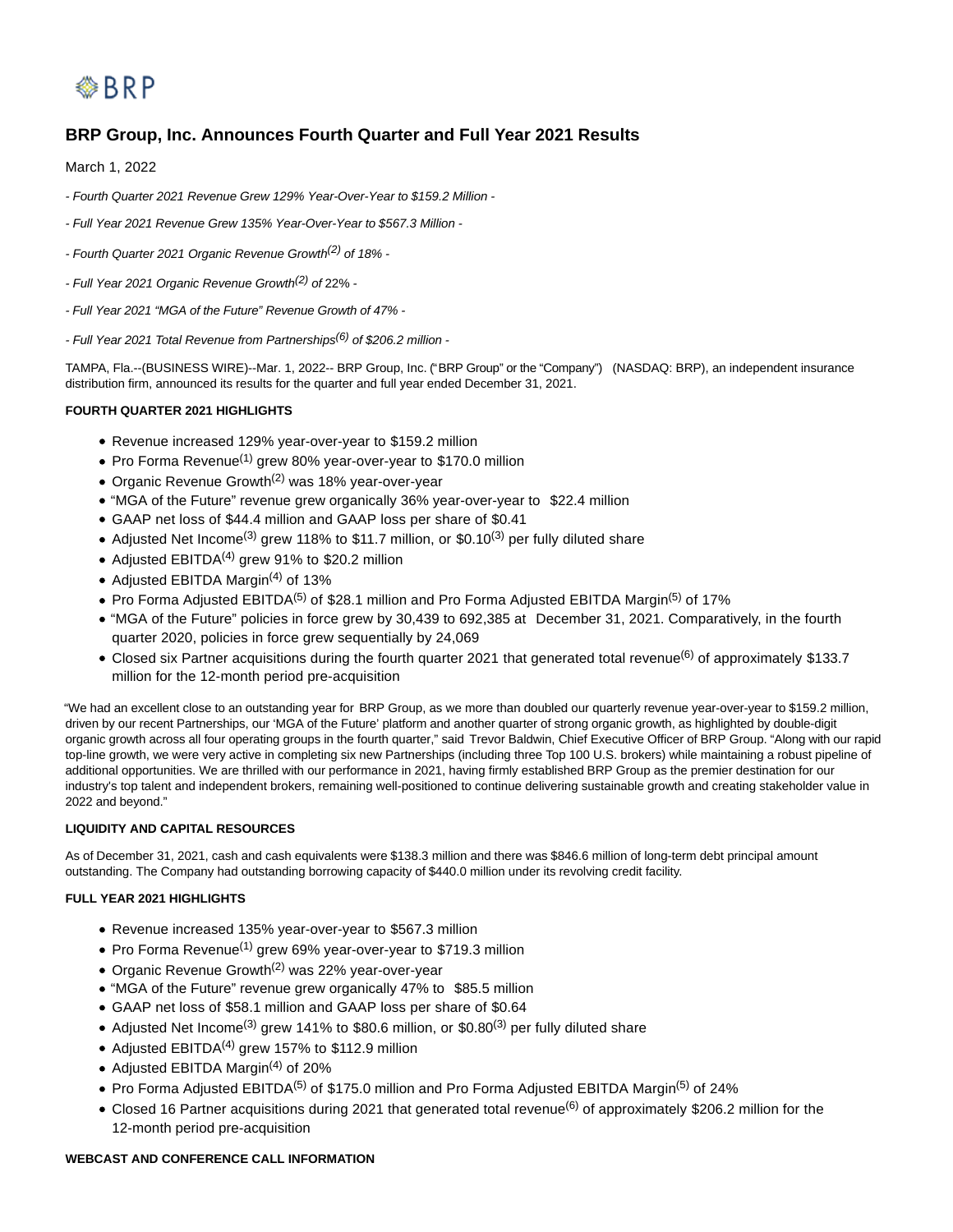BRP

# BRP Group, Inc. Announces Fourth Quarter and Full Year 2021 Results

March 1, 2022

*- Fourth Quarter 2021 Revenue Grew 129% Year-Over-Year to $159.2 Million -*

*- Full Year 2021 Revenue Grew 135% Year-Over-Year to $567.3 Million -*

*- Fourth Quarter 2021 Organic Revenue Growth(2) of 18% -*

*- Full Year 2021 Organic Revenue Growth(2) of 22% -*

*- Full Year 2021 "MGA of the Future" Revenue Growth of 47% -*

*- Full Year 2021 Total Revenue from Partnerships(6) of $206.2 million -*

TAMPA, Fla.--(BUSINESS WIRE)--Mar. 1, 2022-- BRP Group, Inc. ("BRP Group" or the "Company") (NASDAQ: BRP), an independent insurance distribution firm, announced its results for the quarter and full year ended December 31, 2021.

**FOURTH QUARTER 2021 HIGHLIGHTS**

- Revenue increased 129% year-over-year to $159.2 million
- Pro Forma Revenue(1) grew 80% year-over-year to $170.0 million
- Organic Revenue Growth(2) was 18% year-over-year
- "MGA of the Future" revenue grew organically 36% year-over-year to $22.4 million
- GAAP net loss of $44.4 million and GAAP loss per share of $0.41
- Adjusted Net Income(3) grew 118% to $11.7 million, or $0.10(3) per fully diluted share
- Adjusted EBITDA(4) grew 91% to $20.2 million
- Adjusted EBITDA Margin(4) of 13%
- Pro Forma Adjusted EBITDA(5) of $28.1 million and Pro Forma Adjusted EBITDA Margin(5) of 17%
- "MGA of the Future" policies in force grew by 30,439 to 692,385 at December 31, 2021. Comparatively, in the fourth quarter 2020, policies in force grew sequentially by 24,069
- Closed six Partner acquisitions during the fourth quarter 2021 that generated total revenue(6) of approximately $133.7 million for the 12-month period pre-acquisition

"We had an excellent close to an outstanding year for BRP Group, as we more than doubled our quarterly revenue year-over-year to $159.2 million, driven by our recent Partnerships, our 'MGA of the Future' platform and another quarter of strong organic growth, as highlighted by double-digit organic growth across all four operating groups in the fourth quarter," said Trevor Baldwin, Chief Executive Officer of BRP Group. "Along with our rapid top-line growth, we were very active in completing six new Partnerships (including three Top 100 U.S. brokers) while maintaining a robust pipeline of additional opportunities. We are thrilled with our performance in 2021, having firmly established BRP Group as the premier destination for our industry's top talent and independent brokers, remaining well-positioned to continue delivering sustainable growth and creating stakeholder value in 2022 and beyond."

**LIQUIDITY AND CAPITAL RESOURCES**

As of December 31, 2021, cash and cash equivalents were $138.3 million and there was $846.6 million of long-term debt principal amount outstanding. The Company had outstanding borrowing capacity of $440.0 million under its revolving credit facility.

**FULL YEAR 2021 HIGHLIGHTS**

- Revenue increased 135% year-over-year to $567.3 million
- Pro Forma Revenue(1) grew 69% year-over-year to $719.3 million
- Organic Revenue Growth(2) was 22% year-over-year
- "MGA of the Future" revenue grew organically 47% to $85.5 million
- GAAP net loss of $58.1 million and GAAP loss per share of $0.64
- Adjusted Net Income(3) grew 141% to $80.6 million, or $0.80(3) per fully diluted share
- Adjusted EBITDA(4) grew 157% to $112.9 million
- Adjusted EBITDA Margin(4) of 20%
- Pro Forma Adjusted EBITDA(5) of $175.0 million and Pro Forma Adjusted EBITDA Margin(5) of 24%
- Closed 16 Partner acquisitions during 2021 that generated total revenue(6) of approximately $206.2 million for the 12-month period pre-acquisition

**WEBCAST AND CONFERENCE CALL INFORMATION**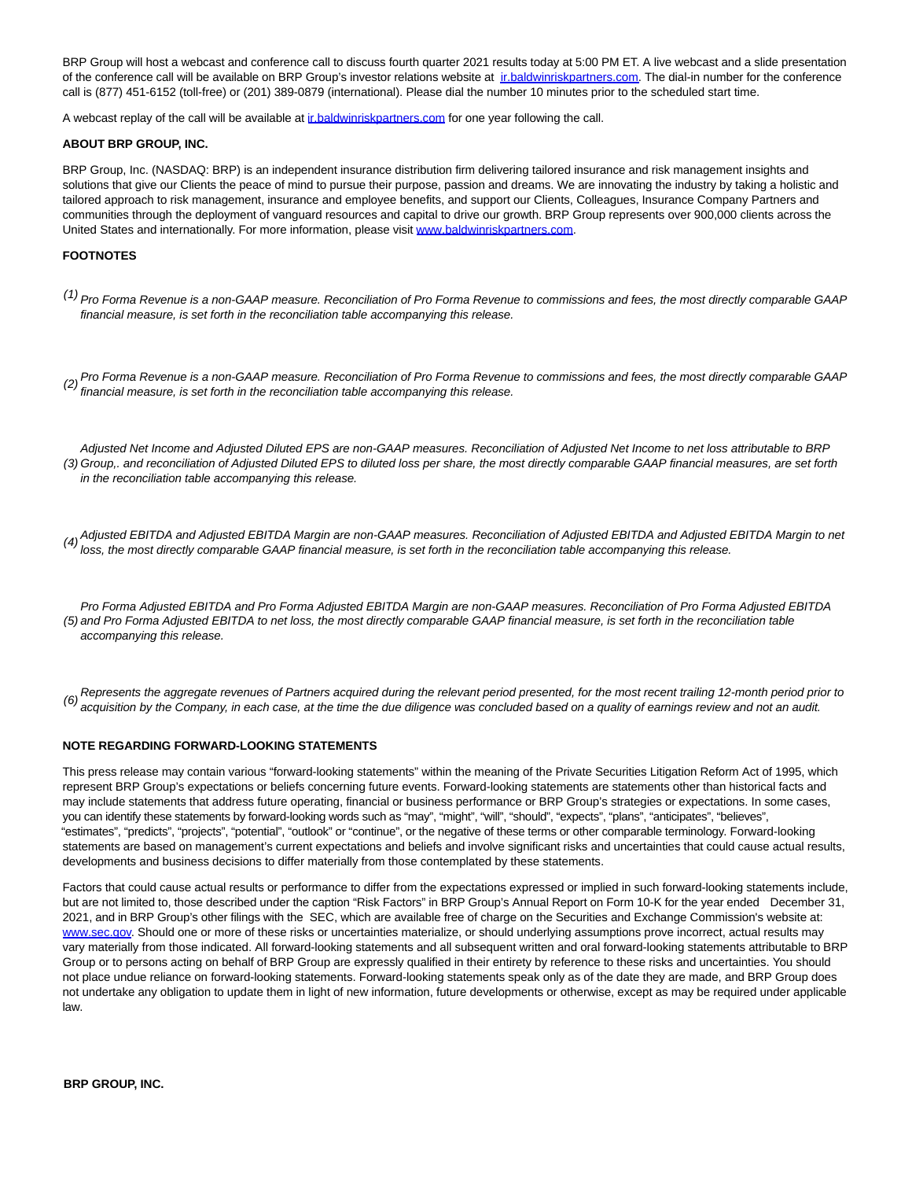BRP Group will host a webcast and conference call to discuss fourth quarter 2021 results today at 5:00 PM ET. A live webcast and a slide presentation of the conference call will be available on BRP Group's investor relations website at [ir.baldwinriskpartners.com](ir.baldwinriskpartners.com). The dial-in number for the conference call is (877) 451-6152 (toll-free) or (201) 389-0879 (international). Please dial the number 10 minutes prior to the scheduled start time.

A webcast replay of the call will be available at [ir.baldwinriskpartners.com](ir.baldwinriskpartners.com) for one year following the call.

**ABOUT BRP GROUP, INC.**

BRP Group, Inc. (NASDAQ: BRP) is an independent insurance distribution firm delivering tailored insurance and risk management insights and solutions that give our Clients the peace of mind to pursue their purpose, passion and dreams. We are innovating the industry by taking a holistic and tailored approach to risk management, insurance and employee benefits, and support our Clients, Colleagues, Insurance Company Partners and communities through the deployment of vanguard resources and capital to drive our growth. BRP Group represents over 900,000 clients across the United States and internationally. For more information, please visit [www.baldwinriskpartners.com](www.baldwinriskpartners.com).

**FOOTNOTES**

*(1) Pro Forma Revenue is a non-GAAP measure. Reconciliation of Pro Forma Revenue to commissions and fees, the most directly comparable GAAP financial measure, is set forth in the reconciliation table accompanying this release.*

*(2) Pro Forma Revenue is a non-GAAP measure. Reconciliation of Pro Forma Revenue to commissions and fees, the most directly comparable GAAP financial measure, is set forth in the reconciliation table accompanying this release.*

*(3) Adjusted Net Income and Adjusted Diluted EPS are non-GAAP measures. Reconciliation of Adjusted Net Income to net loss attributable to BRP Group,. and reconciliation of Adjusted Diluted EPS to diluted loss per share, the most directly comparable GAAP financial measures, are set forth in the reconciliation table accompanying this release.*

*(4) Adjusted EBITDA and Adjusted EBITDA Margin are non-GAAP measures. Reconciliation of Adjusted EBITDA and Adjusted EBITDA Margin to net loss, the most directly comparable GAAP financial measure, is set forth in the reconciliation table accompanying this release.*

*(5) Pro Forma Adjusted EBITDA and Pro Forma Adjusted EBITDA Margin are non-GAAP measures. Reconciliation of Pro Forma Adjusted EBITDA and Pro Forma Adjusted EBITDA to net loss, the most directly comparable GAAP financial measure, is set forth in the reconciliation table accompanying this release.*

*(6) Represents the aggregate revenues of Partners acquired during the relevant period presented, for the most recent trailing 12-month period prior to acquisition by the Company, in each case, at the time the due diligence was concluded based on a quality of earnings review and not an audit.*

**NOTE REGARDING FORWARD-LOOKING STATEMENTS**

This press release may contain various "forward-looking statements" within the meaning of the Private Securities Litigation Reform Act of 1995, which represent BRP Group's expectations or beliefs concerning future events. Forward-looking statements are statements other than historical facts and may include statements that address future operating, financial or business performance or BRP Group's strategies or expectations. In some cases, you can identify these statements by forward-looking words such as "may", "might", "will", "should", "expects", "plans", "anticipates", "believes", "estimates", "predicts", "projects", "potential", "outlook" or "continue", or the negative of these terms or other comparable terminology. Forward-looking statements are based on management's current expectations and beliefs and involve significant risks and uncertainties that could cause actual results, developments and business decisions to differ materially from those contemplated by these statements.

Factors that could cause actual results or performance to differ from the expectations expressed or implied in such forward-looking statements include, but are not limited to, those described under the caption "Risk Factors" in BRP Group's Annual Report on Form 10-K for the year ended December 31, 2021, and in BRP Group's other filings with the SEC, which are available free of charge on the Securities and Exchange Commission's website at: [www.sec.gov](www.sec.gov). Should one or more of these risks or uncertainties materialize, or should underlying assumptions prove incorrect, actual results may vary materially from those indicated. All forward-looking statements and all subsequent written and oral forward-looking statements attributable to BRP Group or to persons acting on behalf of BRP Group are expressly qualified in their entirety by reference to these risks and uncertainties. You should not place undue reliance on forward-looking statements. Forward-looking statements speak only as of the date they are made, and BRP Group does not undertake any obligation to update them in light of new information, future developments or otherwise, except as may be required under applicable law.

**BRP GROUP, INC.**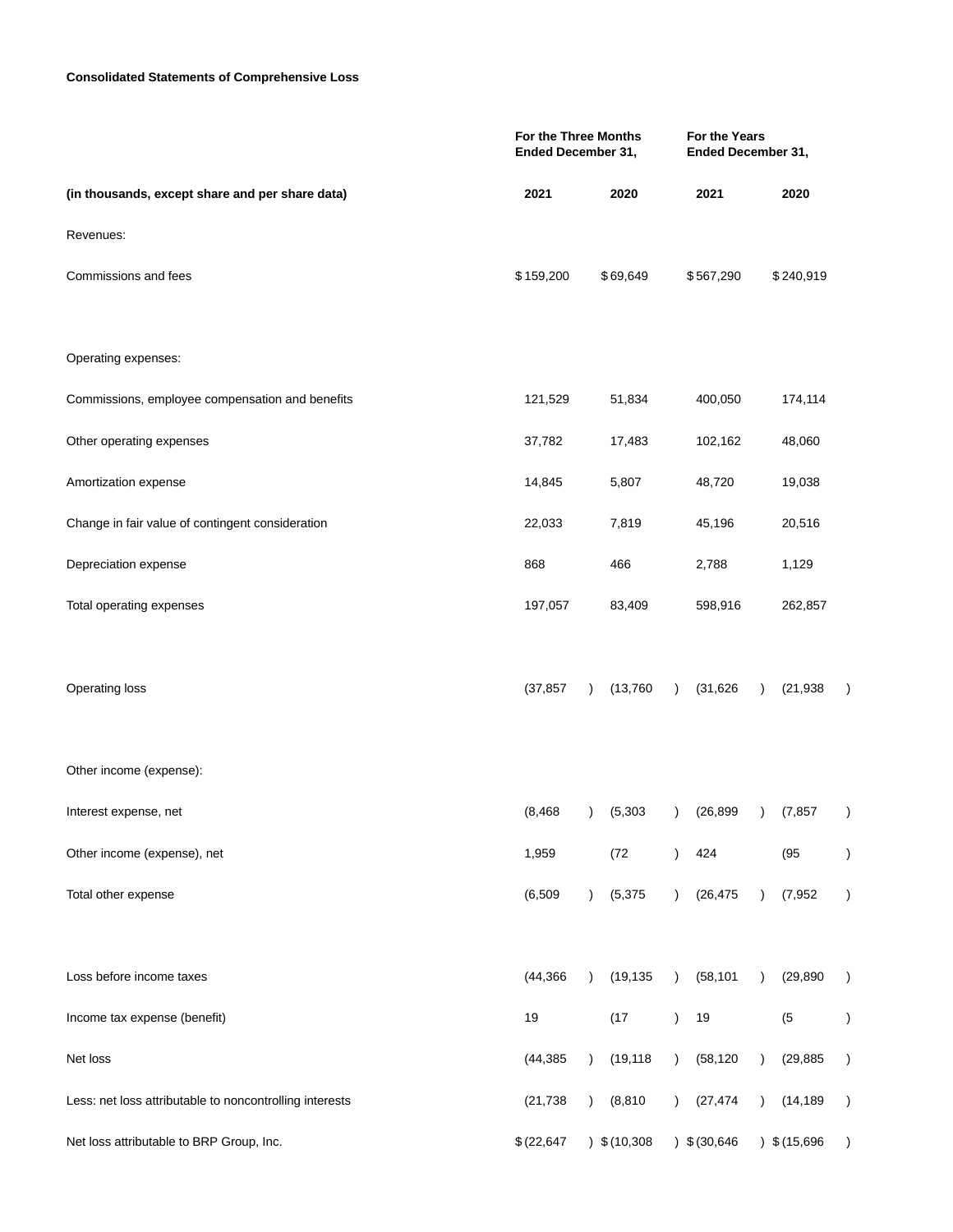**Consolidated Statements of Comprehensive Loss**

| | For the Three Months Ended December 31, | | For the Years Ended December 31, | |
|---|---|---|---|---|
| (in thousands, except share and per share data) | 2021 | 2020 | 2021 | 2020 |
| Revenues: | | | | |
| Commissions and fees | $ 159,200 | $ 69,649 | $ 567,290 | $ 240,919 |
| | | | | |
| Operating expenses: | | | | |
| Commissions, employee compensation and benefits | 121,529 | 51,834 | 400,050 | 174,114 |
| Other operating expenses | 37,782 | 17,483 | 102,162 | 48,060 |
| Amortization expense | 14,845 | 5,807 | 48,720 | 19,038 |
| Change in fair value of contingent consideration | 22,033 | 7,819 | 45,196 | 20,516 |
| Depreciation expense | 868 | 466 | 2,788 | 1,129 |
| Total operating expenses | 197,057 | 83,409 | 598,916 | 262,857 |
| | | | | |
| Operating loss | (37,857) | (13,760) | (31,626) | (21,938) |
| | | | | |
| Other income (expense): | | | | |
| Interest expense, net | (8,468) | (5,303) | (26,899) | (7,857) |
| Other income (expense), net | 1,959 | (72) | 424 | (95) |
| Total other expense | (6,509) | (5,375) | (26,475) | (7,952) |
| | | | | |
| Loss before income taxes | (44,366) | (19,135) | (58,101) | (29,890) |
| Income tax expense (benefit) | 19 | (17) | 19 | (5) |
| Net loss | (44,385) | (19,118) | (58,120) | (29,885) |
| Less: net loss attributable to noncontrolling interests | (21,738) | (8,810) | (27,474) | (14,189) |
| Net loss attributable to BRP Group, Inc. | $ (22,647) | $ (10,308) | $ (30,646) | $ (15,696) |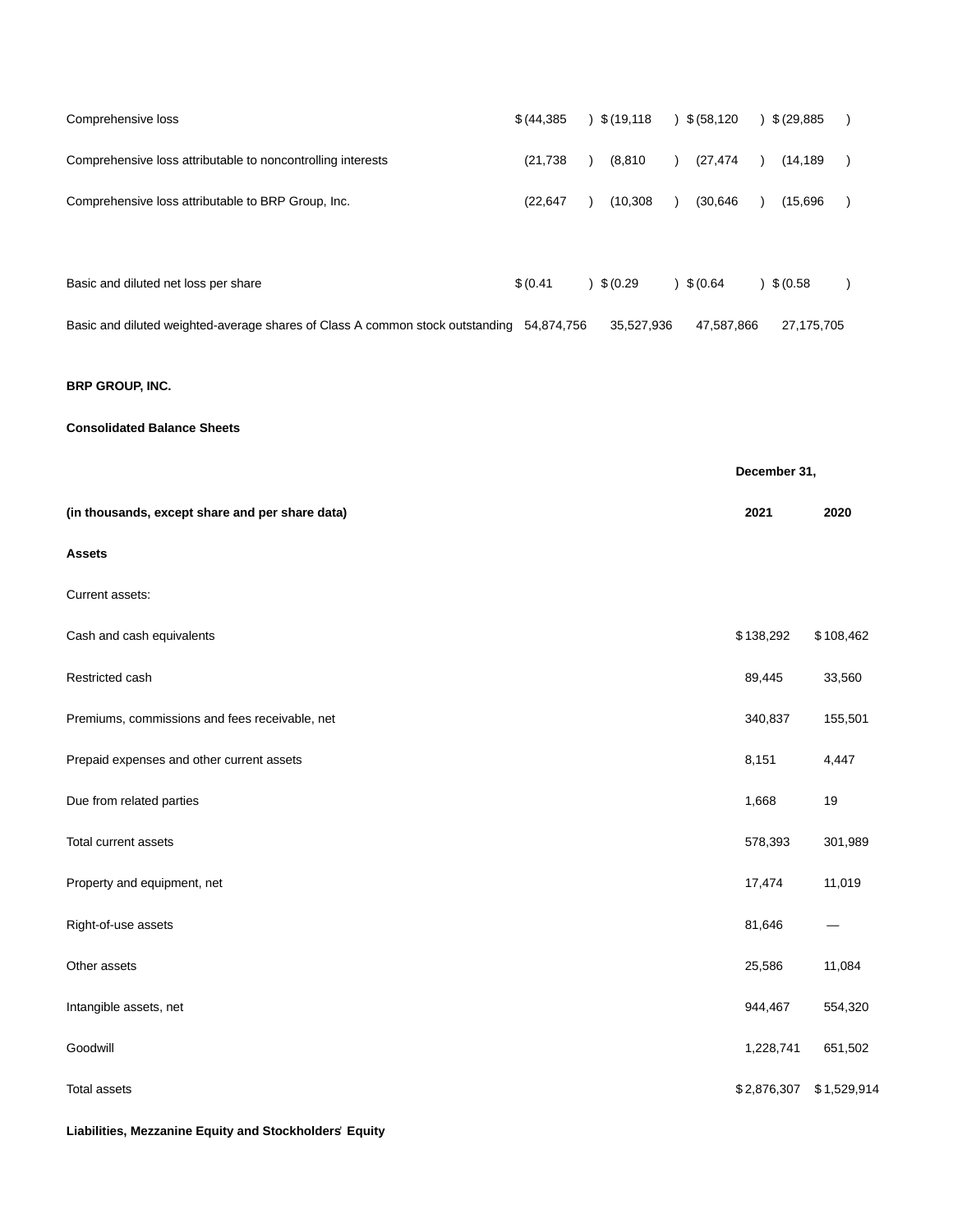| | | | | |
|---|---|---|---|---|
| Comprehensive loss | $ (44,385) | $ (19,118) | $ (58,120) | $ (29,885) |
| Comprehensive loss attributable to noncontrolling interests | (21,738) | (8,810) | (27,474) | (14,189) |
| Comprehensive loss attributable to BRP Group, Inc. | (22,647) | (10,308) | (30,646) | (15,696) |
| | | | | |
| Basic and diluted net loss per share | $ (0.41) | $ (0.29) | $ (0.64) | $ (0.58) |
| Basic and diluted weighted-average shares of Class A common stock outstanding | 54,874,756 | 35,527,936 | 47,587,866 | 27,175,705 |

**BRP GROUP, INC.**

**Consolidated Balance Sheets**

| | December 31, | |
|---|---|---|
| **(in thousands, except share and per share data)** | **2021** | **2020** |
| **Assets** | | |
| Current assets: | | |
| Cash and cash equivalents | $ 138,292 | $ 108,462 |
| Restricted cash | 89,445 | 33,560 |
| Premiums, commissions and fees receivable, net | 340,837 | 155,501 |
| Prepaid expenses and other current assets | 8,151 | 4,447 |
| Due from related parties | 1,668 | 19 |
| Total current assets | 578,393 | 301,989 |
| Property and equipment, net | 17,474 | 11,019 |
| Right-of-use assets | 81,646 | — |
| Other assets | 25,586 | 11,084 |
| Intangible assets, net | 944,467 | 554,320 |
| Goodwill | 1,228,741 | 651,502 |
| Total assets | $ 2,876,307 | $ 1,529,914 |
| **Liabilities, Mezzanine Equity and Stockholders' Equity** | | |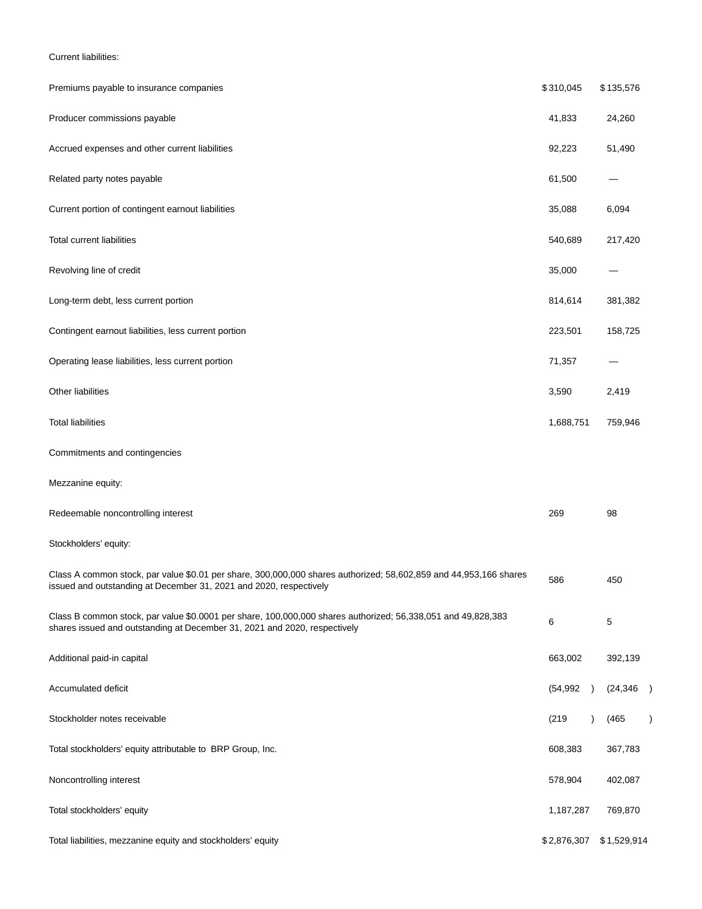| | | |
|---|---|---|
| Current liabilities: | | |
| Premiums payable to insurance companies | $310,045 | $135,576 |
| Producer commissions payable | 41,833 | 24,260 |
| Accrued expenses and other current liabilities | 92,223 | 51,490 |
| Related party notes payable | 61,500 | — |
| Current portion of contingent earnout liabilities | 35,088 | 6,094 |
| Total current liabilities | 540,689 | 217,420 |
| Revolving line of credit | 35,000 | — |
| Long-term debt, less current portion | 814,614 | 381,382 |
| Contingent earnout liabilities, less current portion | 223,501 | 158,725 |
| Operating lease liabilities, less current portion | 71,357 | — |
| Other liabilities | 3,590 | 2,419 |
| Total liabilities | 1,688,751 | 759,946 |
| Commitments and contingencies | | |
| Mezzanine equity: | | |
| Redeemable noncontrolling interest | 269 | 98 |
| Stockholders' equity: | | |
| Class A common stock, par value $0.01 per share, 300,000,000 shares authorized; 58,602,859 and 44,953,166 shares issued and outstanding at December 31, 2021 and 2020, respectively | 586 | 450 |
| Class B common stock, par value $0.0001 per share, 100,000,000 shares authorized; 56,338,051 and 49,828,383 shares issued and outstanding at December 31, 2021 and 2020, respectively | 6 | 5 |
| Additional paid-in capital | 663,002 | 392,139 |
| Accumulated deficit | (54,992) | (24,346) |
| Stockholder notes receivable | (219) | (465) |
| Total stockholders' equity attributable to BRP Group, Inc. | 608,383 | 367,783 |
| Noncontrolling interest | 578,904 | 402,087 |
| Total stockholders' equity | 1,187,287 | 769,870 |
| Total liabilities, mezzanine equity and stockholders' equity | $2,876,307 | $1,529,914 |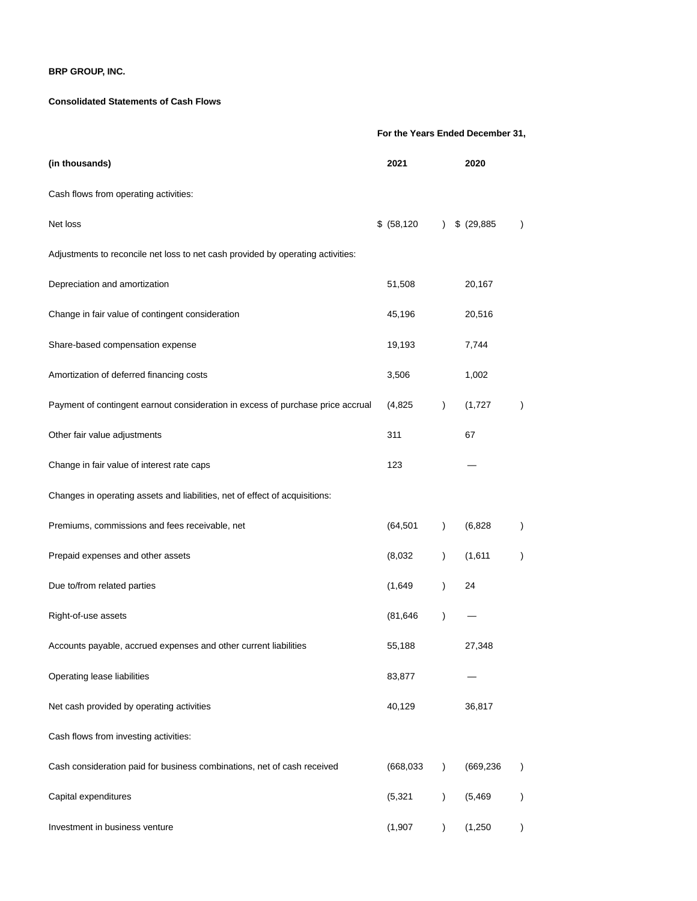**BRP GROUP, INC.**

**Consolidated Statements of Cash Flows**

| | For the Years Ended December 31, | |
|---|---|---|
| **(in thousands)** | **2021** | **2020** |
| Cash flows from operating activities: | | |
| Net loss | $ (58,120) | $ (29,885) |
| Adjustments to reconcile net loss to net cash provided by operating activities: | | |
| Depreciation and amortization | 51,508 | 20,167 |
| Change in fair value of contingent consideration | 45,196 | 20,516 |
| Share-based compensation expense | 19,193 | 7,744 |
| Amortization of deferred financing costs | 3,506 | 1,002 |
| Payment of contingent earnout consideration in excess of purchase price accrual | (4,825) | (1,727) |
| Other fair value adjustments | 311 | 67 |
| Change in fair value of interest rate caps | 123 | — |
| Changes in operating assets and liabilities, net of effect of acquisitions: | | |
| Premiums, commissions and fees receivable, net | (64,501) | (6,828) |
| Prepaid expenses and other assets | (8,032) | (1,611) |
| Due to/from related parties | (1,649) | 24 |
| Right-of-use assets | (81,646) | — |
| Accounts payable, accrued expenses and other current liabilities | 55,188 | 27,348 |
| Operating lease liabilities | 83,877 | — |
| Net cash provided by operating activities | 40,129 | 36,817 |
| Cash flows from investing activities: | | |
| Cash consideration paid for business combinations, net of cash received | (668,033) | (669,236) |
| Capital expenditures | (5,321) | (5,469) |
| Investment in business venture | (1,907) | (1,250) |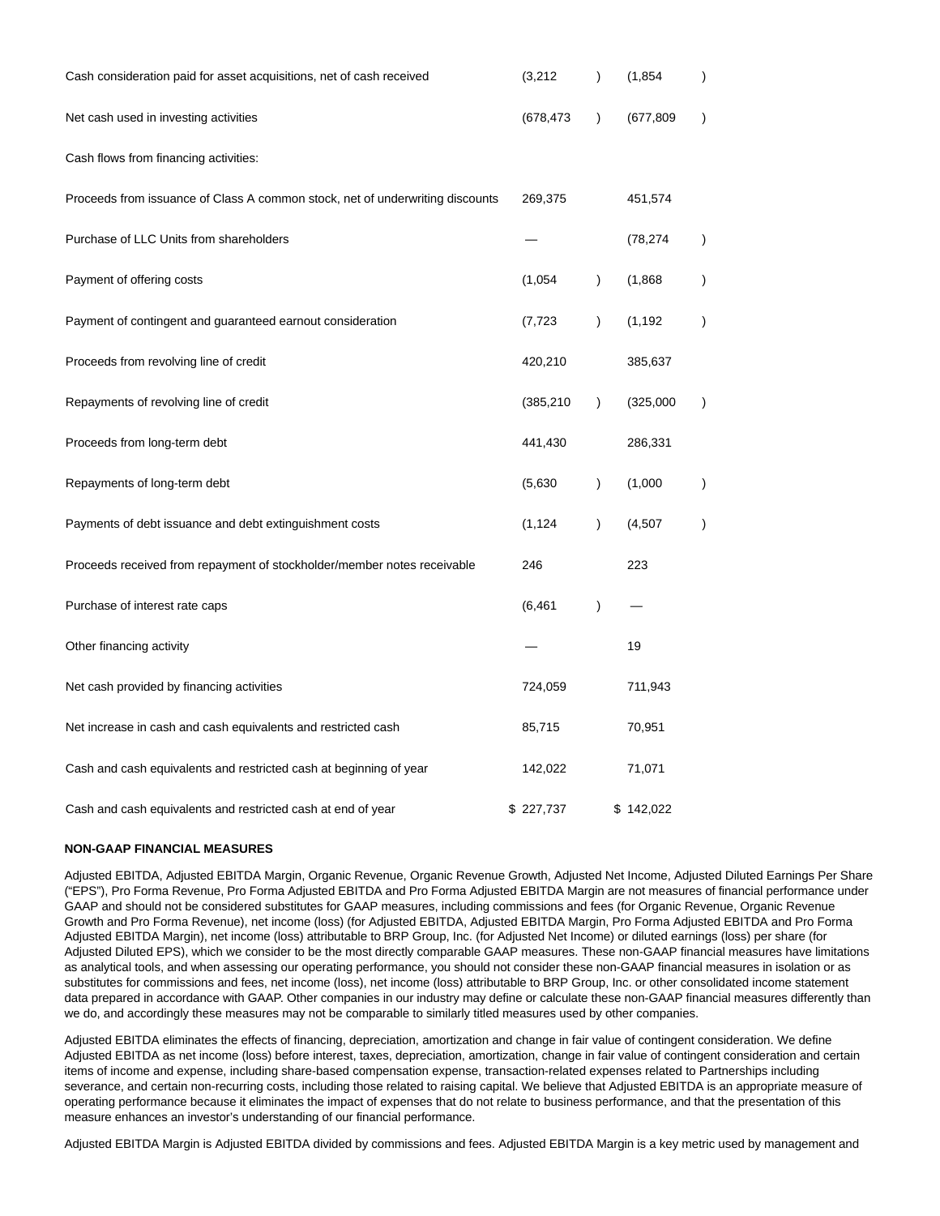| | | |
|---|---|---|
| Cash consideration paid for asset acquisitions, net of cash received | (3,212) | (1,854) |
| Net cash used in investing activities | (678,473) | (677,809) |
| Cash flows from financing activities: | | |
| Proceeds from issuance of Class A common stock, net of underwriting discounts | 269,375 | 451,574 |
| Purchase of LLC Units from shareholders | — | (78,274) |
| Payment of offering costs | (1,054) | (1,868) |
| Payment of contingent and guaranteed earnout consideration | (7,723) | (1,192) |
| Proceeds from revolving line of credit | 420,210 | 385,637 |
| Repayments of revolving line of credit | (385,210) | (325,000) |
| Proceeds from long-term debt | 441,430 | 286,331 |
| Repayments of long-term debt | (5,630) | (1,000) |
| Payments of debt issuance and debt extinguishment costs | (1,124) | (4,507) |
| Proceeds received from repayment of stockholder/member notes receivable | 246 | 223 |
| Purchase of interest rate caps | (6,461) | — |
| Other financing activity | — | 19 |
| Net cash provided by financing activities | 724,059 | 711,943 |
| Net increase in cash and cash equivalents and restricted cash | 85,715 | 70,951 |
| Cash and cash equivalents and restricted cash at beginning of year | 142,022 | 71,071 |
| Cash and cash equivalents and restricted cash at end of year | $ 227,737 | $ 142,022 |

**NON-GAAP FINANCIAL MEASURES**

Adjusted EBITDA, Adjusted EBITDA Margin, Organic Revenue, Organic Revenue Growth, Adjusted Net Income, Adjusted Diluted Earnings Per Share ("EPS"), Pro Forma Revenue, Pro Forma Adjusted EBITDA and Pro Forma Adjusted EBITDA Margin are not measures of financial performance under GAAP and should not be considered substitutes for GAAP measures, including commissions and fees (for Organic Revenue, Organic Revenue Growth and Pro Forma Revenue), net income (loss) (for Adjusted EBITDA, Adjusted EBITDA Margin, Pro Forma Adjusted EBITDA and Pro Forma Adjusted EBITDA Margin), net income (loss) attributable to BRP Group, Inc. (for Adjusted Net Income) or diluted earnings (loss) per share (for Adjusted Diluted EPS), which we consider to be the most directly comparable GAAP measures. These non-GAAP financial measures have limitations as analytical tools, and when assessing our operating performance, you should not consider these non-GAAP financial measures in isolation or as substitutes for commissions and fees, net income (loss), net income (loss) attributable to BRP Group, Inc. or other consolidated income statement data prepared in accordance with GAAP. Other companies in our industry may define or calculate these non-GAAP financial measures differently than we do, and accordingly these measures may not be comparable to similarly titled measures used by other companies.

Adjusted EBITDA eliminates the effects of financing, depreciation, amortization and change in fair value of contingent consideration. We define Adjusted EBITDA as net income (loss) before interest, taxes, depreciation, amortization, change in fair value of contingent consideration and certain items of income and expense, including share-based compensation expense, transaction-related expenses related to Partnerships including severance, and certain non-recurring costs, including those related to raising capital. We believe that Adjusted EBITDA is an appropriate measure of operating performance because it eliminates the impact of expenses that do not relate to business performance, and that the presentation of this measure enhances an investor's understanding of our financial performance.

Adjusted EBITDA Margin is Adjusted EBITDA divided by commissions and fees. Adjusted EBITDA Margin is a key metric used by management and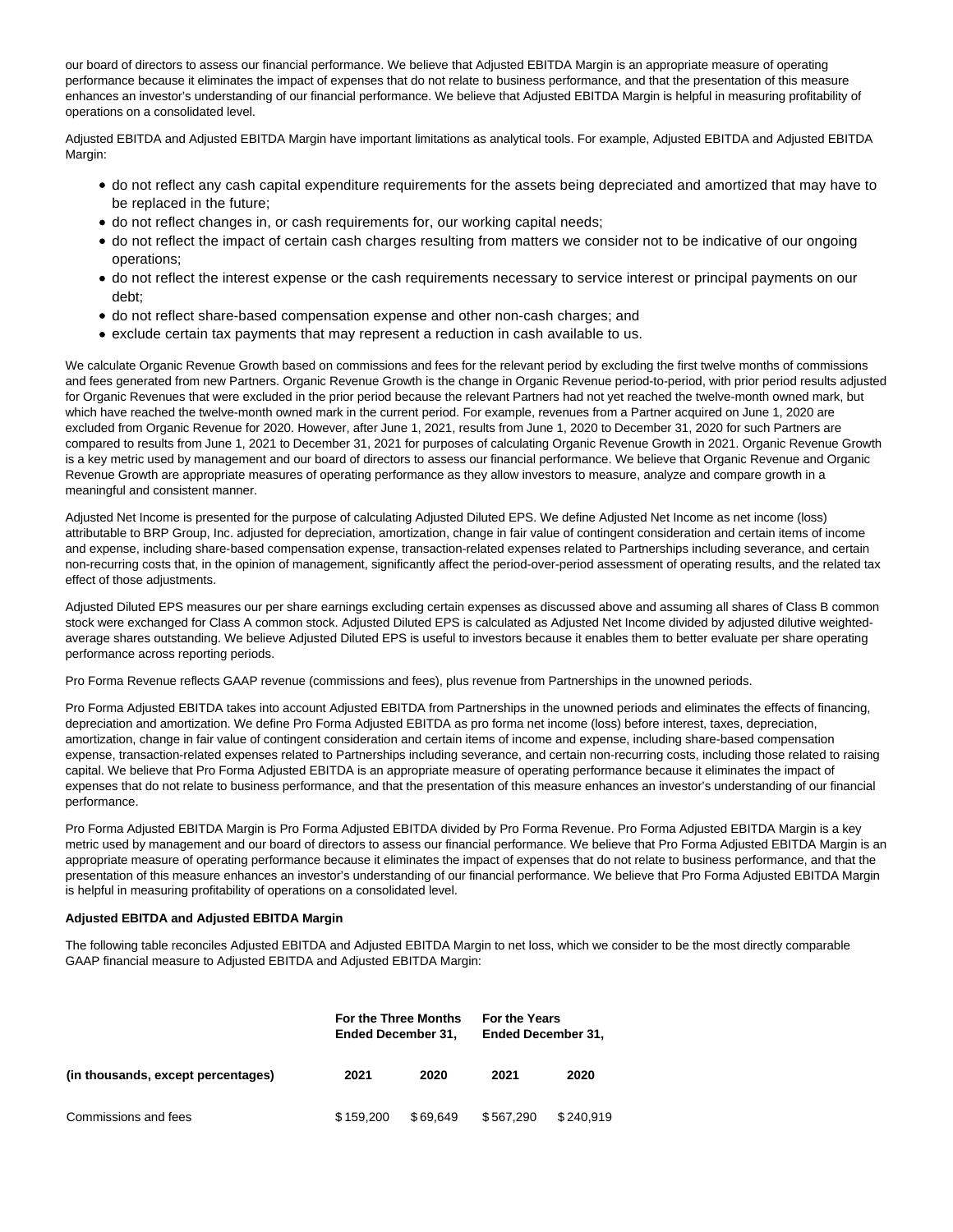our board of directors to assess our financial performance. We believe that Adjusted EBITDA Margin is an appropriate measure of operating performance because it eliminates the impact of expenses that do not relate to business performance, and that the presentation of this measure enhances an investor's understanding of our financial performance. We believe that Adjusted EBITDA Margin is helpful in measuring profitability of operations on a consolidated level.

Adjusted EBITDA and Adjusted EBITDA Margin have important limitations as analytical tools. For example, Adjusted EBITDA and Adjusted EBITDA Margin:

- do not reflect any cash capital expenditure requirements for the assets being depreciated and amortized that may have to be replaced in the future;
- do not reflect changes in, or cash requirements for, our working capital needs;
- do not reflect the impact of certain cash charges resulting from matters we consider not to be indicative of our ongoing operations;
- do not reflect the interest expense or the cash requirements necessary to service interest or principal payments on our debt;
- do not reflect share-based compensation expense and other non-cash charges; and
- exclude certain tax payments that may represent a reduction in cash available to us.

We calculate Organic Revenue Growth based on commissions and fees for the relevant period by excluding the first twelve months of commissions and fees generated from new Partners. Organic Revenue Growth is the change in Organic Revenue period-to-period, with prior period results adjusted for Organic Revenues that were excluded in the prior period because the relevant Partners had not yet reached the twelve-month owned mark, but which have reached the twelve-month owned mark in the current period. For example, revenues from a Partner acquired on June 1, 2020 are excluded from Organic Revenue for 2020. However, after June 1, 2021, results from June 1, 2020 to December 31, 2020 for such Partners are compared to results from June 1, 2021 to December 31, 2021 for purposes of calculating Organic Revenue Growth in 2021. Organic Revenue Growth is a key metric used by management and our board of directors to assess our financial performance. We believe that Organic Revenue and Organic Revenue Growth are appropriate measures of operating performance as they allow investors to measure, analyze and compare growth in a meaningful and consistent manner.

Adjusted Net Income is presented for the purpose of calculating Adjusted Diluted EPS. We define Adjusted Net Income as net income (loss) attributable to BRP Group, Inc. adjusted for depreciation, amortization, change in fair value of contingent consideration and certain items of income and expense, including share-based compensation expense, transaction-related expenses related to Partnerships including severance, and certain non-recurring costs that, in the opinion of management, significantly affect the period-over-period assessment of operating results, and the related tax effect of those adjustments.

Adjusted Diluted EPS measures our per share earnings excluding certain expenses as discussed above and assuming all shares of Class B common stock were exchanged for Class A common stock. Adjusted Diluted EPS is calculated as Adjusted Net Income divided by adjusted dilutive weighted-average shares outstanding. We believe Adjusted Diluted EPS is useful to investors because it enables them to better evaluate per share operating performance across reporting periods.

Pro Forma Revenue reflects GAAP revenue (commissions and fees), plus revenue from Partnerships in the unowned periods.

Pro Forma Adjusted EBITDA takes into account Adjusted EBITDA from Partnerships in the unowned periods and eliminates the effects of financing, depreciation and amortization. We define Pro Forma Adjusted EBITDA as pro forma net income (loss) before interest, taxes, depreciation, amortization, change in fair value of contingent consideration and certain items of income and expense, including share-based compensation expense, transaction-related expenses related to Partnerships including severance, and certain non-recurring costs, including those related to raising capital. We believe that Pro Forma Adjusted EBITDA is an appropriate measure of operating performance because it eliminates the impact of expenses that do not relate to business performance, and that the presentation of this measure enhances an investor's understanding of our financial performance.

Pro Forma Adjusted EBITDA Margin is Pro Forma Adjusted EBITDA divided by Pro Forma Revenue. Pro Forma Adjusted EBITDA Margin is a key metric used by management and our board of directors to assess our financial performance. We believe that Pro Forma Adjusted EBITDA Margin is an appropriate measure of operating performance because it eliminates the impact of expenses that do not relate to business performance, and that the presentation of this measure enhances an investor's understanding of our financial performance. We believe that Pro Forma Adjusted EBITDA Margin is helpful in measuring profitability of operations on a consolidated level.

**Adjusted EBITDA and Adjusted EBITDA Margin**

The following table reconciles Adjusted EBITDA and Adjusted EBITDA Margin to net loss, which we consider to be the most directly comparable GAAP financial measure to Adjusted EBITDA and Adjusted EBITDA Margin:

| | For the Three Months Ended December 31, | | For the Years Ended December 31, | |
|---|---|---|---|---|
| (in thousands, except percentages) | 2021 | 2020 | 2021 | 2020 |
| Commissions and fees | $ 159,200 | $ 69,649 | $ 567,290 | $ 240,919 |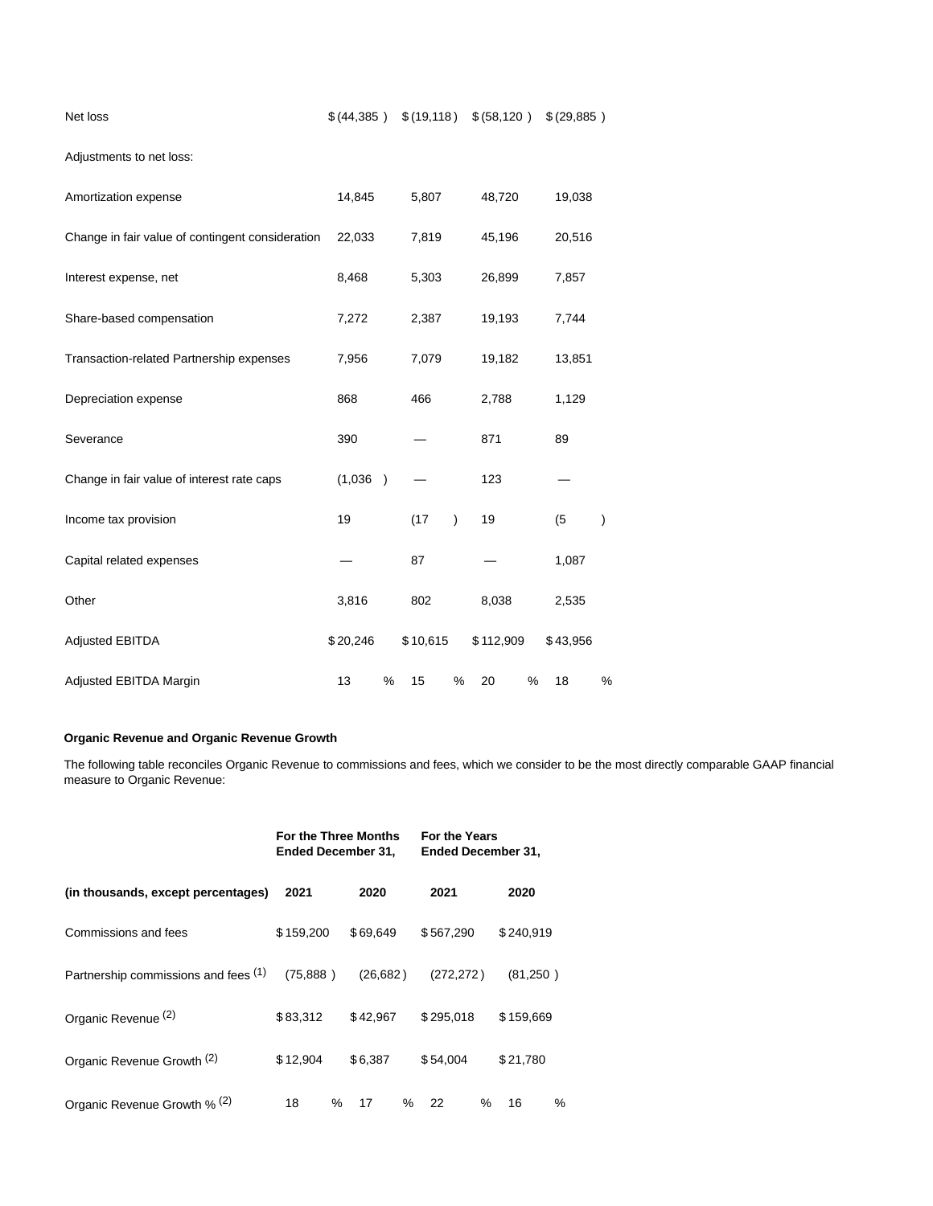| | | | | |
|---|---|---|---|---|
| Net loss | $ (44,385 ) | $ (19,118 ) | $ (58,120 ) | $ (29,885 ) |
| Adjustments to net loss: | | | | |
| Amortization expense | 14,845 | 5,807 | 48,720 | 19,038 |
| Change in fair value of contingent consideration | 22,033 | 7,819 | 45,196 | 20,516 |
| Interest expense, net | 8,468 | 5,303 | 26,899 | 7,857 |
| Share-based compensation | 7,272 | 2,387 | 19,193 | 7,744 |
| Transaction-related Partnership expenses | 7,956 | 7,079 | 19,182 | 13,851 |
| Depreciation expense | 868 | 466 | 2,788 | 1,129 |
| Severance | 390 | — | 871 | 89 |
| Change in fair value of interest rate caps | (1,036 ) | — | 123 | — |
| Income tax provision | 19 | (17 ) | 19 | (5 ) |
| Capital related expenses | — | 87 | — | 1,087 |
| Other | 3,816 | 802 | 8,038 | 2,535 |
| Adjusted EBITDA | $ 20,246 | $ 10,615 | $ 112,909 | $ 43,956 |
| Adjusted EBITDA Margin | 13 % | 15 % | 20 % | 18 % |

**Organic Revenue and Organic Revenue Growth**

The following table reconciles Organic Revenue to commissions and fees, which we consider to be the most directly comparable GAAP financial measure to Organic Revenue:

| | For the Three Months Ended December 31, | | For the Years Ended December 31, | |
|---|---|---|---|---|
| **(in thousands, except percentages)** | **2021** | **2020** | **2021** | **2020** |
| Commissions and fees | $ 159,200 | $ 69,649 | $ 567,290 | $ 240,919 |
| Partnership commissions and fees (1) | (75,888 ) | (26,682 ) | (272,272 ) | (81,250 ) |
| Organic Revenue (2) | $ 83,312 | $ 42,967 | $ 295,018 | $ 159,669 |
| Organic Revenue Growth (2) | $ 12,904 | $ 6,387 | $ 54,004 | $ 21,780 |
| Organic Revenue Growth % (2) | 18 % | 17 % | 22 % | 16 % |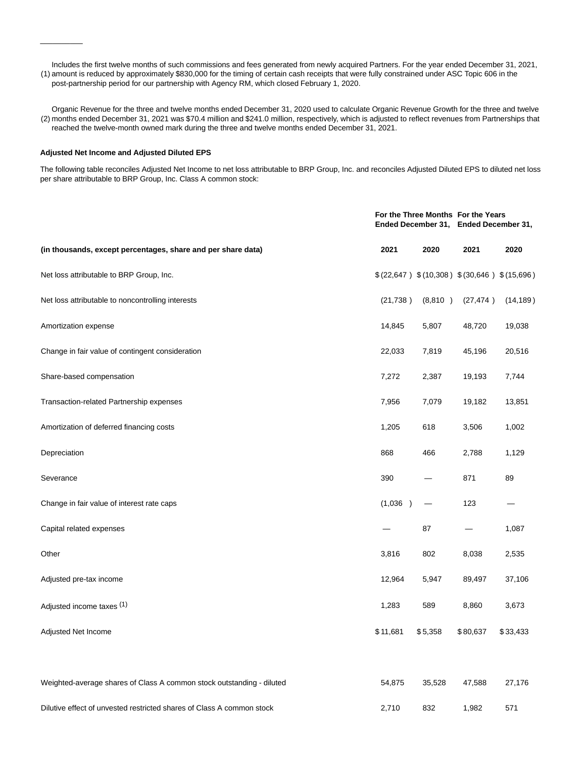(1) Includes the first twelve months of such commissions and fees generated from newly acquired Partners. For the year ended December 31, 2021, amount is reduced by approximately $830,000 for the timing of certain cash receipts that were fully constrained under ASC Topic 606 in the post-partnership period for our partnership with Agency RM, which closed February 1, 2020.

(2) Organic Revenue for the three and twelve months ended December 31, 2020 used to calculate Organic Revenue Growth for the three and twelve months ended December 31, 2021 was $70.4 million and $241.0 million, respectively, which is adjusted to reflect revenues from Partnerships that reached the twelve-month owned mark during the three and twelve months ended December 31, 2021.

**Adjusted Net Income and Adjusted Diluted EPS**

The following table reconciles Adjusted Net Income to net loss attributable to BRP Group, Inc. and reconciles Adjusted Diluted EPS to diluted net loss per share attributable to BRP Group, Inc. Class A common stock:

| | For the Three Months Ended December 31, | | For the Years Ended December 31, | |
|---|---|---|---|---|
| **(in thousands, except percentages, share and per share data)** | **2021** | **2020** | **2021** | **2020** |
| Net loss attributable to BRP Group, Inc. | $ (22,647 ) | $ (10,308 ) | $ (30,646 ) | $ (15,696 ) |
| Net loss attributable to noncontrolling interests | (21,738 ) | (8,810 ) | (27,474 ) | (14,189 ) |
| Amortization expense | 14,845 | 5,807 | 48,720 | 19,038 |
| Change in fair value of contingent consideration | 22,033 | 7,819 | 45,196 | 20,516 |
| Share-based compensation | 7,272 | 2,387 | 19,193 | 7,744 |
| Transaction-related Partnership expenses | 7,956 | 7,079 | 19,182 | 13,851 |
| Amortization of deferred financing costs | 1,205 | 618 | 3,506 | 1,002 |
| Depreciation | 868 | 466 | 2,788 | 1,129 |
| Severance | 390 | — | 871 | 89 |
| Change in fair value of interest rate caps | (1,036 ) | — | 123 | — |
| Capital related expenses | — | 87 | — | 1,087 |
| Other | 3,816 | 802 | 8,038 | 2,535 |
| Adjusted pre-tax income | 12,964 | 5,947 | 89,497 | 37,106 |
| Adjusted income taxes (1) | 1,283 | 589 | 8,860 | 3,673 |
| Adjusted Net Income | $ 11,681 | $ 5,358 | $ 80,637 | $ 33,433 |
| | | | | |
| Weighted-average shares of Class A common stock outstanding - diluted | 54,875 | 35,528 | 47,588 | 27,176 |
| Dilutive effect of unvested restricted shares of Class A common stock | 2,710 | 832 | 1,982 | 571 |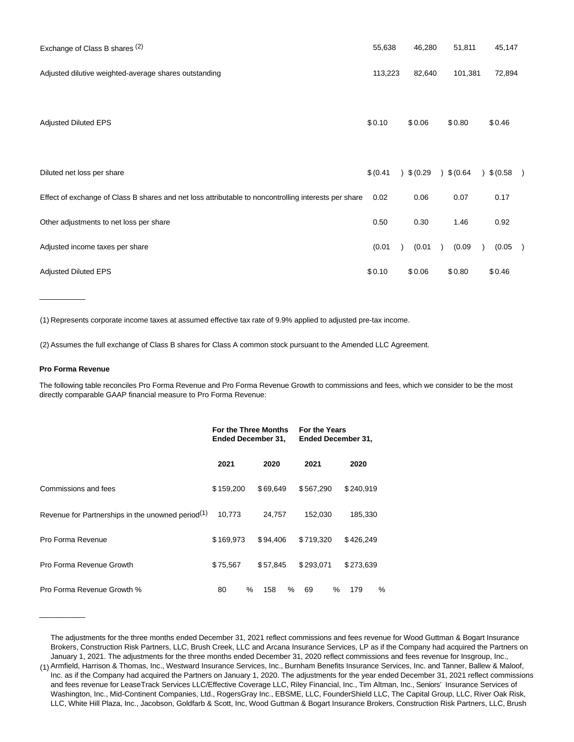| | | | | |
|---|---|---|---|---|
| Exchange of Class B shares (2) | 55,638 | 46,280 | 51,811 | 45,147 |
| Adjusted dilutive weighted-average shares outstanding | 113,223 | 82,640 | 101,381 | 72,894 |
| Adjusted Diluted EPS | $0.10 | $0.06 | $0.80 | $0.46 |
| Diluted net loss per share | $(0.41) | $(0.29) | $(0.64) | $(0.58) |
| Effect of exchange of Class B shares and net loss attributable to noncontrolling interests per share | 0.02 | 0.06 | 0.07 | 0.17 |
| Other adjustments to net loss per share | 0.50 | 0.30 | 1.46 | 0.92 |
| Adjusted income taxes per share | (0.01) | (0.01) | (0.09) | (0.05) |
| Adjusted Diluted EPS | $0.10 | $0.06 | $0.80 | $0.46 |

(1) Represents corporate income taxes at assumed effective tax rate of 9.9% applied to adjusted pre-tax income.

(2) Assumes the full exchange of Class B shares for Class A common stock pursuant to the Amended LLC Agreement.

**Pro Forma Revenue**

The following table reconciles Pro Forma Revenue and Pro Forma Revenue Growth to commissions and fees, which we consider to be the most directly comparable GAAP financial measure to Pro Forma Revenue:

| | For the Three Months Ended December 31, | | For the Years Ended December 31, | |
|---|---|---|---|---|
| | 2021 | 2020 | 2021 | 2020 |
| Commissions and fees | $159,200 | $69,649 | $567,290 | $240,919 |
| Revenue for Partnerships in the unowned period(1) | 10,773 | 24,757 | 152,030 | 185,330 |
| Pro Forma Revenue | $169,973 | $94,406 | $719,320 | $426,249 |
| Pro Forma Revenue Growth | $75,567 | $57,845 | $293,071 | $273,639 |
| Pro Forma Revenue Growth % | 80 % | 158 % | 69 % | 179 % |

(1) The adjustments for the three months ended December 31, 2021 reflect commissions and fees revenue for Wood Guttman & Bogart Insurance Brokers, Construction Risk Partners, LLC, Brush Creek, LLC and Arcana Insurance Services, LP as if the Company had acquired the Partners on January 1, 2021. The adjustments for the three months ended December 31, 2020 reflect commissions and fees revenue for Insgroup, Inc., Armfield, Harrison & Thomas, Inc., Westward Insurance Services, Inc., Burnham Benefits Insurance Services, Inc. and Tanner, Ballew & Maloof, Inc. as if the Company had acquired the Partners on January 1, 2020. The adjustments for the year ended December 31, 2021 reflect commissions and fees revenue for LeaseTrack Services LLC/Effective Coverage LLC, Riley Financial, Inc., Tim Altman, Inc., Seniors' Insurance Services of Washington, Inc., Mid-Continent Companies, Ltd., RogersGray Inc., EBSME, LLC, FounderShield LLC, The Capital Group, LLC, River Oak Risk, LLC, White Hill Plaza, Inc., Jacobson, Goldfarb & Scott, Inc, Wood Guttman & Bogart Insurance Brokers, Construction Risk Partners, LLC, Brush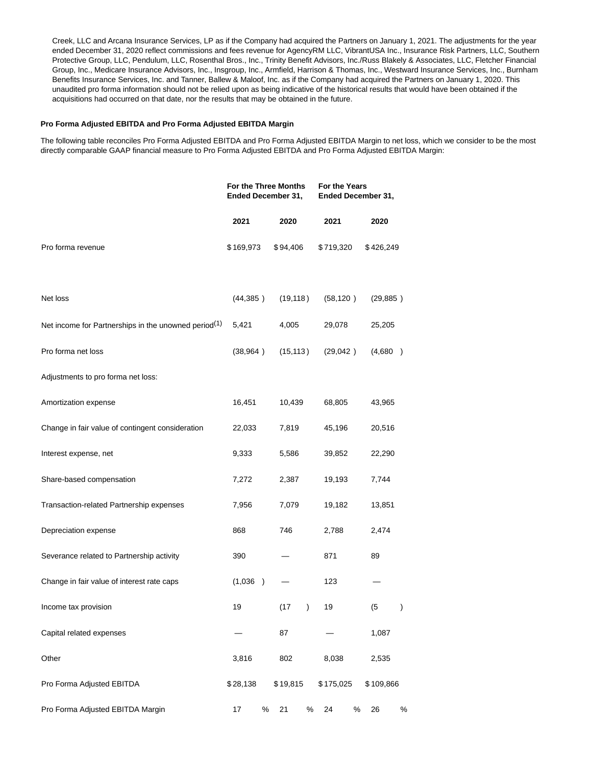Creek, LLC and Arcana Insurance Services, LP as if the Company had acquired the Partners on January 1, 2021. The adjustments for the year ended December 31, 2020 reflect commissions and fees revenue for AgencyRM LLC, VibrantUSA Inc., Insurance Risk Partners, LLC, Southern Protective Group, LLC, Pendulum, LLC, Rosenthal Bros., Inc., Trinity Benefit Advisors, Inc./Russ Blakely & Associates, LLC, Fletcher Financial Group, Inc., Medicare Insurance Advisors, Inc., Insgroup, Inc., Armfield, Harrison & Thomas, Inc., Westward Insurance Services, Inc., Burnham Benefits Insurance Services, Inc. and Tanner, Ballew & Maloof, Inc. as if the Company had acquired the Partners on January 1, 2020. This unaudited pro forma information should not be relied upon as being indicative of the historical results that would have been obtained if the acquisitions had occurred on that date, nor the results that may be obtained in the future.

**Pro Forma Adjusted EBITDA and Pro Forma Adjusted EBITDA Margin**

The following table reconciles Pro Forma Adjusted EBITDA and Pro Forma Adjusted EBITDA Margin to net loss, which we consider to be the most directly comparable GAAP financial measure to Pro Forma Adjusted EBITDA and Pro Forma Adjusted EBITDA Margin:

| | For the Three Months Ended December 31, | | For the Years Ended December 31, | |
|---|---|---|---|---|
| | 2021 | 2020 | 2021 | 2020 |
| Pro forma revenue | $169,973 | $94,406 | $719,320 | $426,249 |
| Net loss | (44,385) | (19,118) | (58,120) | (29,885) |
| Net income for Partnerships in the unowned period[1] | 5,421 | 4,005 | 29,078 | 25,205 |
| Pro forma net loss | (38,964) | (15,113) | (29,042) | (4,680) |
| Adjustments to pro forma net loss: | | | | |
| Amortization expense | 16,451 | 10,439 | 68,805 | 43,965 |
| Change in fair value of contingent consideration | 22,033 | 7,819 | 45,196 | 20,516 |
| Interest expense, net | 9,333 | 5,586 | 39,852 | 22,290 |
| Share-based compensation | 7,272 | 2,387 | 19,193 | 7,744 |
| Transaction-related Partnership expenses | 7,956 | 7,079 | 19,182 | 13,851 |
| Depreciation expense | 868 | 746 | 2,788 | 2,474 |
| Severance related to Partnership activity | 390 | — | 871 | 89 |
| Change in fair value of interest rate caps | (1,036) | — | 123 | — |
| Income tax provision | 19 | (17) | 19 | (5) |
| Capital related expenses | — | 87 | — | 1,087 |
| Other | 3,816 | 802 | 8,038 | 2,535 |
| Pro Forma Adjusted EBITDA | $28,138 | $19,815 | $175,025 | $109,866 |
| Pro Forma Adjusted EBITDA Margin | 17% | 21% | 24% | 26% |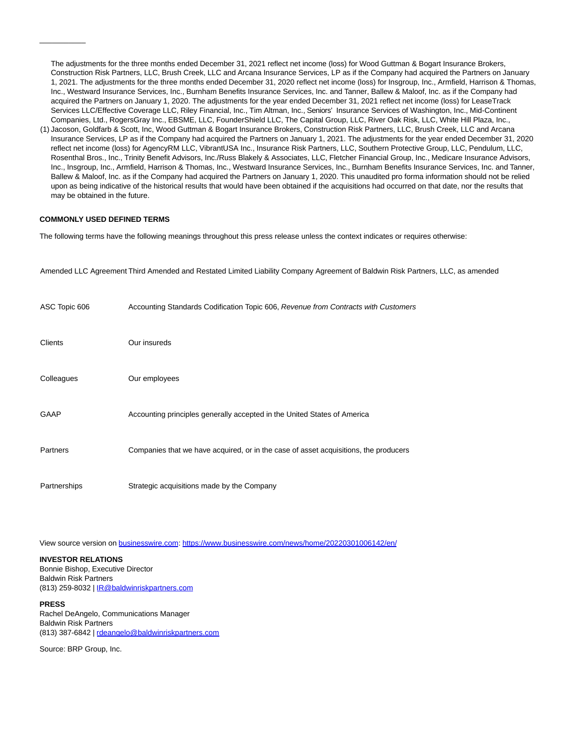___________

(1) The adjustments for the three months ended December 31, 2021 reflect net income (loss) for Wood Guttman & Bogart Insurance Brokers, Construction Risk Partners, LLC, Brush Creek, LLC and Arcana Insurance Services, LP as if the Company had acquired the Partners on January 1, 2021. The adjustments for the three months ended December 31, 2020 reflect net income (loss) for Insgroup, Inc., Armfield, Harrison & Thomas, Inc., Westward Insurance Services, Inc., Burnham Benefits Insurance Services, Inc. and Tanner, Ballew & Maloof, Inc. as if the Company had acquired the Partners on January 1, 2020. The adjustments for the year ended December 31, 2021 reflect net income (loss) for LeaseTrack Services LLC/Effective Coverage LLC, Riley Financial, Inc., Tim Altman, Inc., Seniors' Insurance Services of Washington, Inc., Mid-Continent Companies, Ltd., RogersGray Inc., EBSME, LLC, FounderShield LLC, The Capital Group, LLC, River Oak Risk, LLC, White Hill Plaza, Inc., Jacoson, Goldfarb & Scott, Inc, Wood Guttman & Bogart Insurance Brokers, Construction Risk Partners, LLC, Brush Creek, LLC and Arcana Insurance Services, LP as if the Company had acquired the Partners on January 1, 2021. The adjustments for the year ended December 31, 2020 reflect net income (loss) for AgencyRM LLC, VibrantUSA Inc., Insurance Risk Partners, LLC, Southern Protective Group, LLC, Pendulum, LLC, Rosenthal Bros., Inc., Trinity Benefit Advisors, Inc./Russ Blakely & Associates, LLC, Fletcher Financial Group, Inc., Medicare Insurance Advisors, Inc., Insgroup, Inc., Armfield, Harrison & Thomas, Inc., Westward Insurance Services, Inc., Burnham Benefits Insurance Services, Inc. and Tanner, Ballew & Maloof, Inc. as if the Company had acquired the Partners on January 1, 2020. This unaudited pro forma information should not be relied upon as being indicative of the historical results that would have been obtained if the acquisitions had occurred on that date, nor the results that may be obtained in the future.

**COMMONLY USED DEFINED TERMS**

The following terms have the following meanings throughout this press release unless the context indicates or requires otherwise:

| | |
|---|---|
| Amended LLC Agreement | Third Amended and Restated Limited Liability Company Agreement of Baldwin Risk Partners, LLC, as amended |
| ASC Topic 606 | Accounting Standards Codification Topic 606, *Revenue from Contracts with Customers* |
| Clients | Our insureds |
| Colleagues | Our employees |
| GAAP | Accounting principles generally accepted in the United States of America |
| Partners | Companies that we have acquired, or in the case of asset acquisitions, the producers |
| Partnerships | Strategic acquisitions made by the Company |

View source version on businesswire.com: https://www.businesswire.com/news/home/20220301006142/en/

**INVESTOR RELATIONS**
Bonnie Bishop, Executive Director
Baldwin Risk Partners
(813) 259-8032 | IR@baldwinriskpartners.com

**PRESS**
Rachel DeAngelo, Communications Manager
Baldwin Risk Partners
(813) 387-6842 | rdeangelo@baldwinriskpartners.com

Source: BRP Group, Inc.